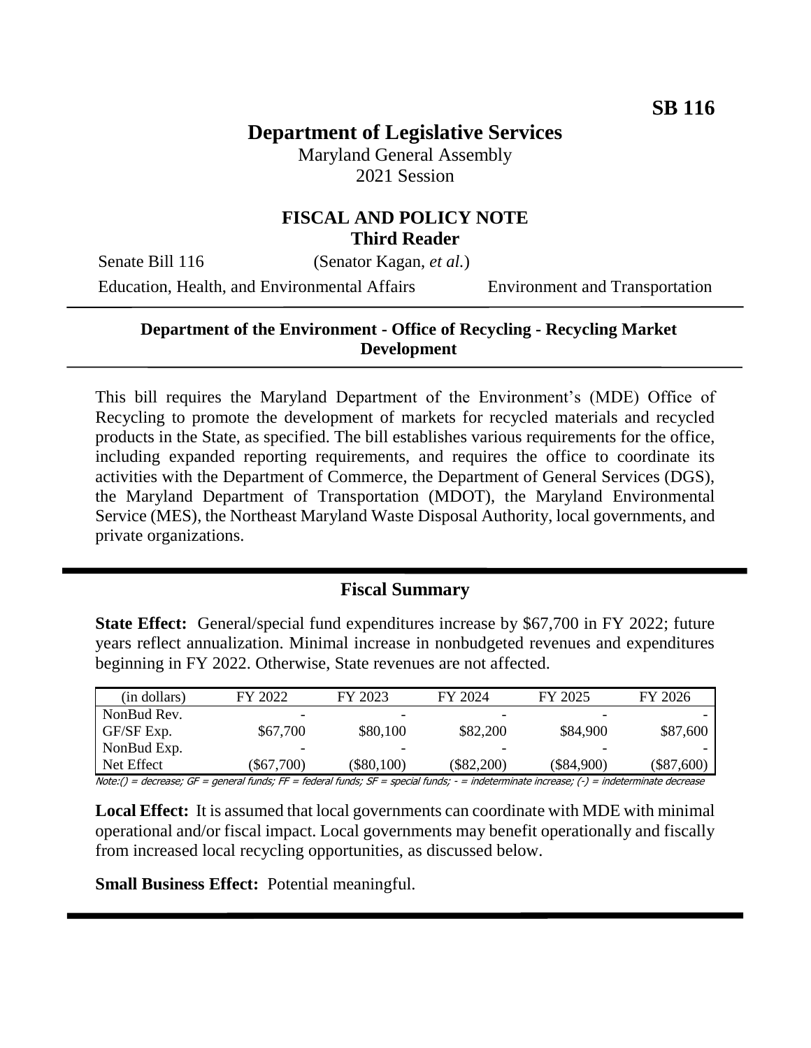**SB 116**

# Department of Legislative Services

Maryland General Assembly
2021 Session

## FISCAL AND POLICY NOTE
**Third Reader**

Senate Bill 116 (Senator Kagan, *et al.*)

Education, Health, and Environmental Affairs Environment and Transportation

---

**Department of the Environment - Office of Recycling - Recycling Market Development**

---

This bill requires the Maryland Department of the Environment's (MDE) Office of Recycling to promote the development of markets for recycled materials and recycled products in the State, as specified. The bill establishes various requirements for the office, including expanded reporting requirements, and requires the office to coordinate its activities with the Department of Commerce, the Department of General Services (DGS), the Maryland Department of Transportation (MDOT), the Maryland Environmental Service (MES), the Northeast Maryland Waste Disposal Authority, local governments, and private organizations.

---

## Fiscal Summary

**State Effect:** General/special fund expenditures increase by $67,700 in FY 2022; future years reflect annualization. Minimal increase in nonbudgeted revenues and expenditures beginning in FY 2022. Otherwise, State revenues are not affected.

| (in dollars) | FY 2022 | FY 2023 | FY 2024 | FY 2025 | FY 2026 |
|---|---|---|---|---|---|
| NonBud Rev. | - | - | - | - | - |
| GF/SF Exp. | $67,700 | $80,100 | $82,200 | $84,900 | $87,600 |
| NonBud Exp. | - | - | - | - | - |
| Net Effect | ($67,700) | ($80,100) | ($82,200) | ($84,900) | ($87,600) |

Note:() = decrease; GF = general funds; FF = federal funds; SF = special funds; - = indeterminate increase; (-) = indeterminate decrease

**Local Effect:** It is assumed that local governments can coordinate with MDE with minimal operational and/or fiscal impact. Local governments may benefit operationally and fiscally from increased local recycling opportunities, as discussed below.

**Small Business Effect:** Potential meaningful.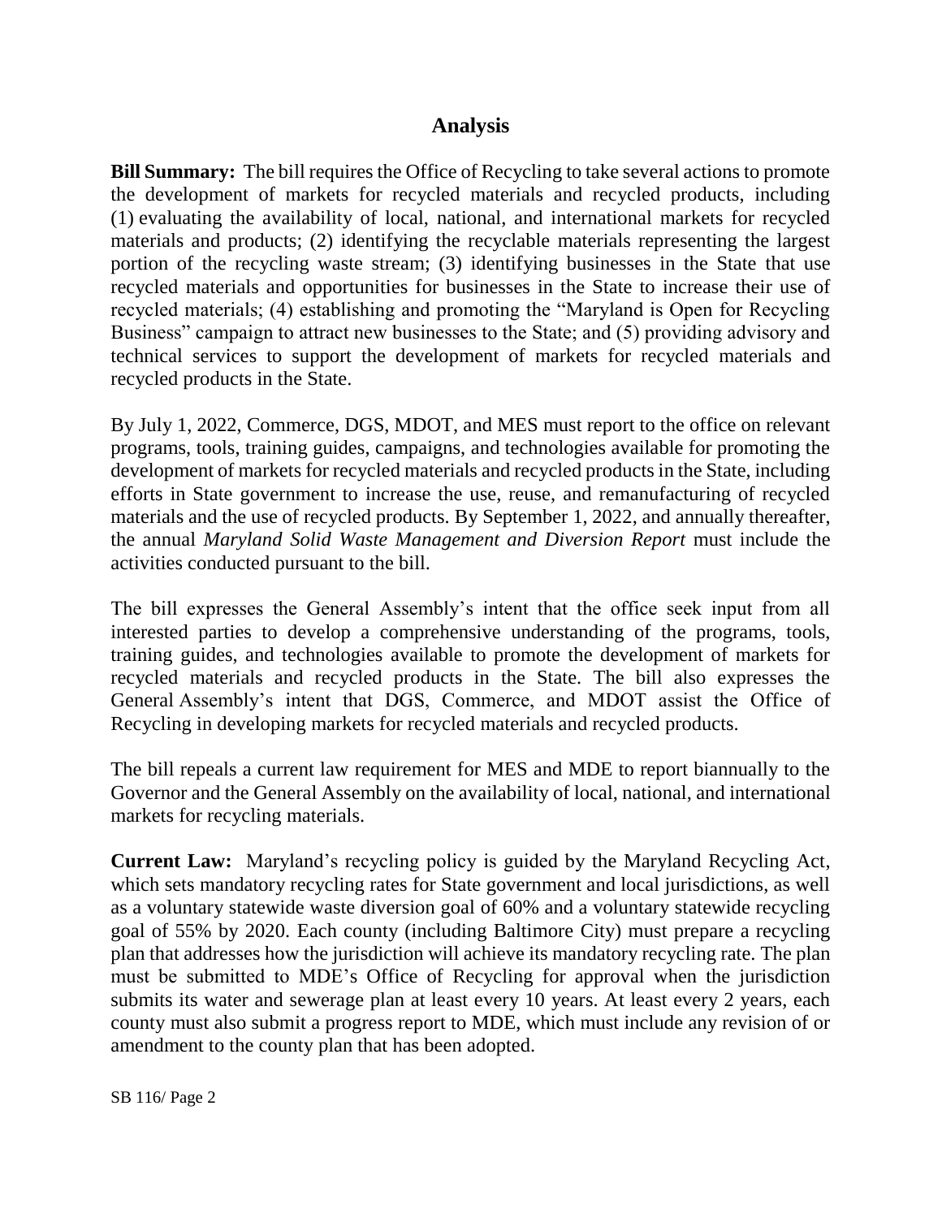## Analysis

**Bill Summary:** The bill requires the Office of Recycling to take several actions to promote the development of markets for recycled materials and recycled products, including (1) evaluating the availability of local, national, and international markets for recycled materials and products; (2) identifying the recyclable materials representing the largest portion of the recycling waste stream; (3) identifying businesses in the State that use recycled materials and opportunities for businesses in the State to increase their use of recycled materials; (4) establishing and promoting the "Maryland is Open for Recycling Business" campaign to attract new businesses to the State; and (5) providing advisory and technical services to support the development of markets for recycled materials and recycled products in the State.

By July 1, 2022, Commerce, DGS, MDOT, and MES must report to the office on relevant programs, tools, training guides, campaigns, and technologies available for promoting the development of markets for recycled materials and recycled products in the State, including efforts in State government to increase the use, reuse, and remanufacturing of recycled materials and the use of recycled products. By September 1, 2022, and annually thereafter, the annual *Maryland Solid Waste Management and Diversion Report* must include the activities conducted pursuant to the bill.

The bill expresses the General Assembly's intent that the office seek input from all interested parties to develop a comprehensive understanding of the programs, tools, training guides, and technologies available to promote the development of markets for recycled materials and recycled products in the State. The bill also expresses the General Assembly's intent that DGS, Commerce, and MDOT assist the Office of Recycling in developing markets for recycled materials and recycled products.

The bill repeals a current law requirement for MES and MDE to report biannually to the Governor and the General Assembly on the availability of local, national, and international markets for recycling materials.

**Current Law:** Maryland's recycling policy is guided by the Maryland Recycling Act, which sets mandatory recycling rates for State government and local jurisdictions, as well as a voluntary statewide waste diversion goal of 60% and a voluntary statewide recycling goal of 55% by 2020. Each county (including Baltimore City) must prepare a recycling plan that addresses how the jurisdiction will achieve its mandatory recycling rate. The plan must be submitted to MDE's Office of Recycling for approval when the jurisdiction submits its water and sewerage plan at least every 10 years. At least every 2 years, each county must also submit a progress report to MDE, which must include any revision of or amendment to the county plan that has been adopted.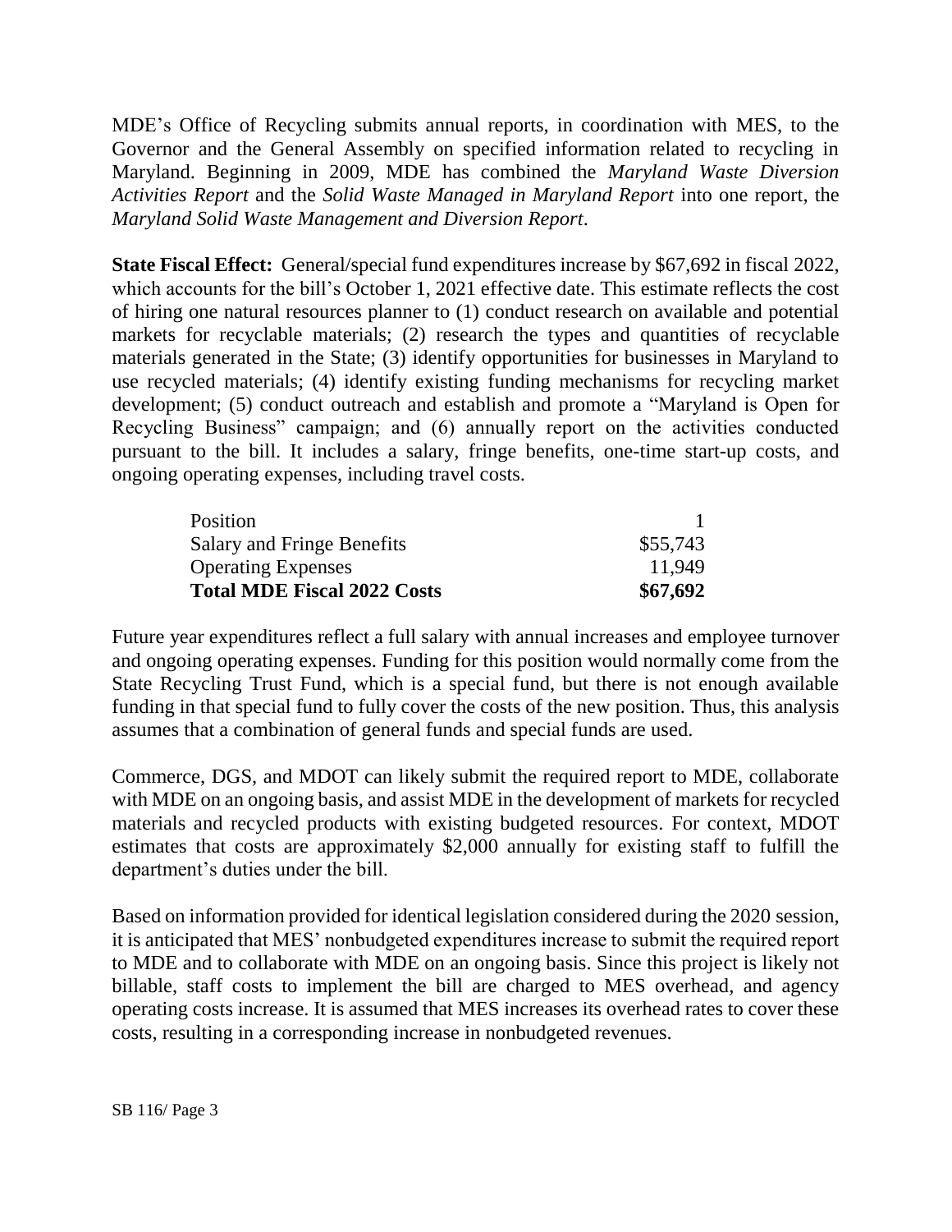MDE's Office of Recycling submits annual reports, in coordination with MES, to the Governor and the General Assembly on specified information related to recycling in Maryland. Beginning in 2009, MDE has combined the *Maryland Waste Diversion Activities Report* and the *Solid Waste Managed in Maryland Report* into one report, the *Maryland Solid Waste Management and Diversion Report*.

**State Fiscal Effect:** General/special fund expenditures increase by $67,692 in fiscal 2022, which accounts for the bill's October 1, 2021 effective date. This estimate reflects the cost of hiring one natural resources planner to (1) conduct research on available and potential markets for recyclable materials; (2) research the types and quantities of recyclable materials generated in the State; (3) identify opportunities for businesses in Maryland to use recycled materials; (4) identify existing funding mechanisms for recycling market development; (5) conduct outreach and establish and promote a "Maryland is Open for Recycling Business" campaign; and (6) annually report on the activities conducted pursuant to the bill. It includes a salary, fringe benefits, one-time start-up costs, and ongoing operating expenses, including travel costs.

| | |
|---|---|
| Position | 1 |
| Salary and Fringe Benefits | $55,743 |
| Operating Expenses | 11,949 |
| **Total MDE Fiscal 2022 Costs** | **$67,692** |

Future year expenditures reflect a full salary with annual increases and employee turnover and ongoing operating expenses. Funding for this position would normally come from the State Recycling Trust Fund, which is a special fund, but there is not enough available funding in that special fund to fully cover the costs of the new position. Thus, this analysis assumes that a combination of general funds and special funds are used.

Commerce, DGS, and MDOT can likely submit the required report to MDE, collaborate with MDE on an ongoing basis, and assist MDE in the development of markets for recycled materials and recycled products with existing budgeted resources. For context, MDOT estimates that costs are approximately $2,000 annually for existing staff to fulfill the department's duties under the bill.

Based on information provided for identical legislation considered during the 2020 session, it is anticipated that MES' nonbudgeted expenditures increase to submit the required report to MDE and to collaborate with MDE on an ongoing basis. Since this project is likely not billable, staff costs to implement the bill are charged to MES overhead, and agency operating costs increase. It is assumed that MES increases its overhead rates to cover these costs, resulting in a corresponding increase in nonbudgeted revenues.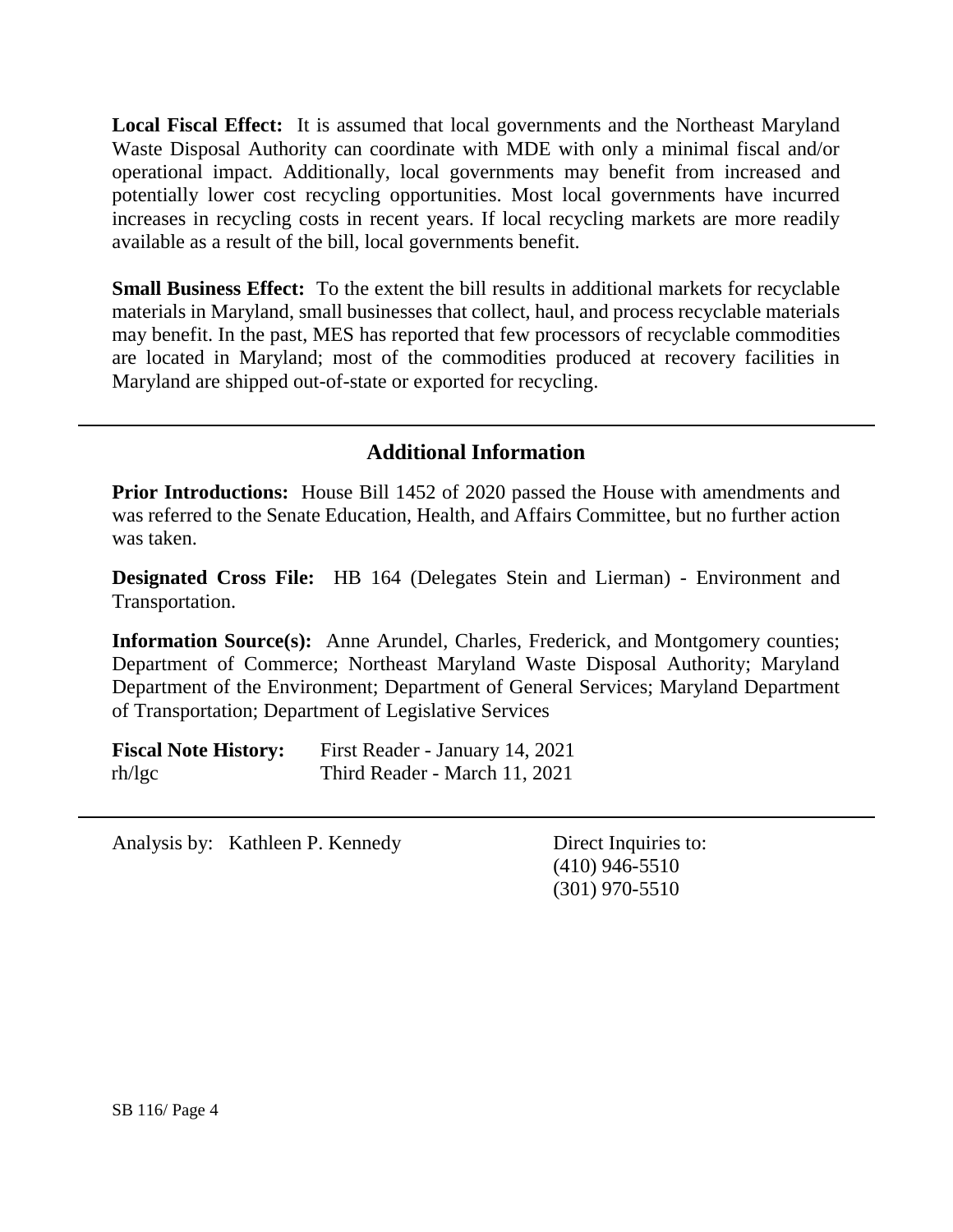**Local Fiscal Effect:** It is assumed that local governments and the Northeast Maryland Waste Disposal Authority can coordinate with MDE with only a minimal fiscal and/or operational impact. Additionally, local governments may benefit from increased and potentially lower cost recycling opportunities. Most local governments have incurred increases in recycling costs in recent years. If local recycling markets are more readily available as a result of the bill, local governments benefit.

**Small Business Effect:** To the extent the bill results in additional markets for recyclable materials in Maryland, small businesses that collect, haul, and process recyclable materials may benefit. In the past, MES has reported that few processors of recyclable commodities are located in Maryland; most of the commodities produced at recovery facilities in Maryland are shipped out-of-state or exported for recycling.

---

## Additional Information

**Prior Introductions:** House Bill 1452 of 2020 passed the House with amendments and was referred to the Senate Education, Health, and Affairs Committee, but no further action was taken.

**Designated Cross File:** HB 164 (Delegates Stein and Lierman) - Environment and Transportation.

**Information Source(s):** Anne Arundel, Charles, Frederick, and Montgomery counties; Department of Commerce; Northeast Maryland Waste Disposal Authority; Maryland Department of the Environment; Department of General Services; Maryland Department of Transportation; Department of Legislative Services

**Fiscal Note History:** First Reader - January 14, 2021
rh/lgc Third Reader - March 11, 2021

---

Analysis by: Kathleen P. Kennedy

Direct Inquiries to:
(410) 946-5510
(301) 970-5510